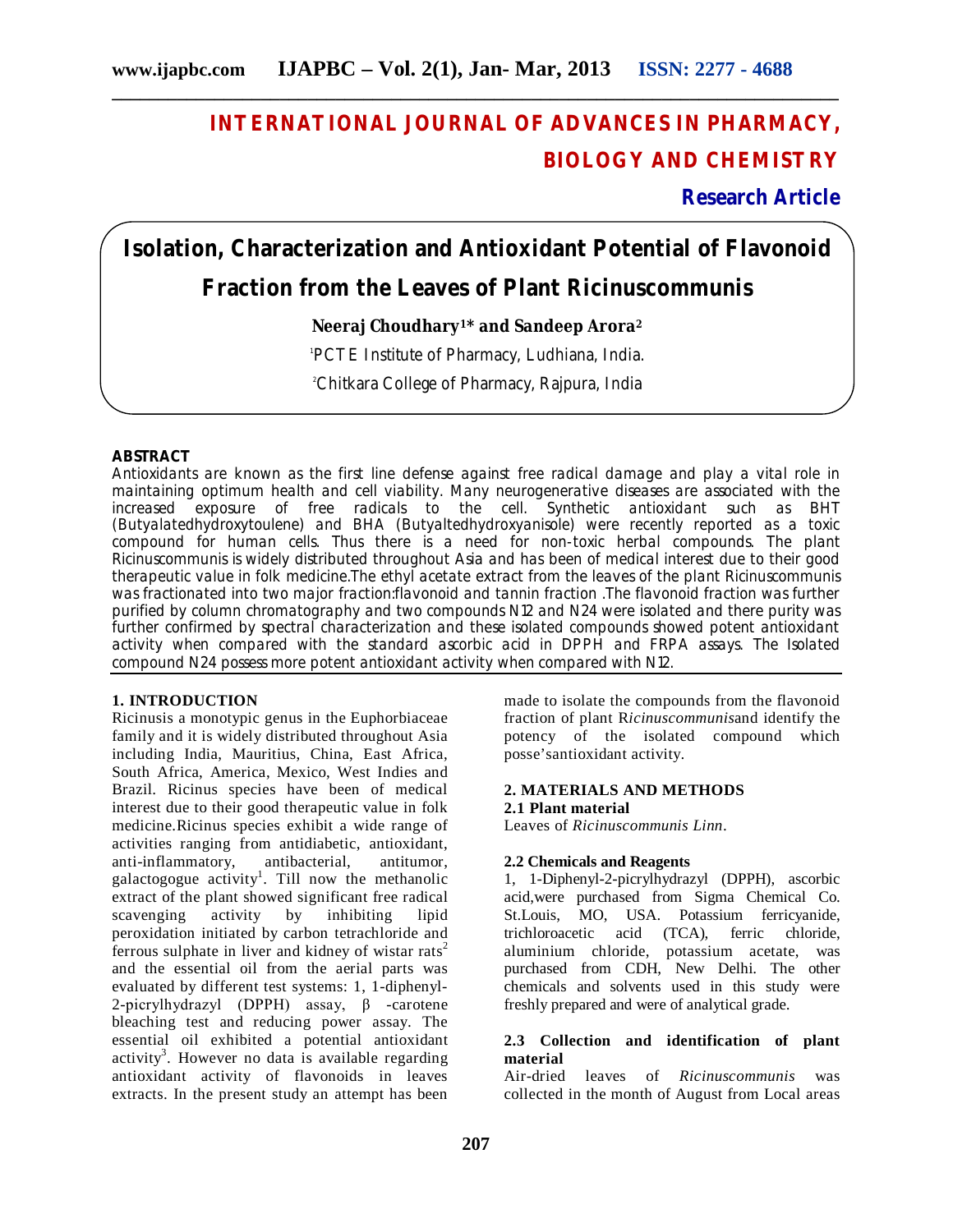# INTERNATIONAL JOURNAL OF ADVANCES IN PHARMACY, BIOLOGY AND CHEMISTRY

**Research Article**

## Isolation, Characterization and Antioxidant Potential of Flavonoid Fraction from the Leaves of Plant Ricinuscommunis

**Neeraj Choudhary[1]* and Sandeep Arora[2]**

[1]PCTE Institute of Pharmacy, Ludhiana, India.

[2]Chitkara College of Pharmacy, Rajpura, India

### ABSTRACT

Antioxidants are known as the first line defense against free radical damage and play a vital role in maintaining optimum health and cell viability. Many neurogenerative diseases are associated with the increased exposure of free radicals to the cell. Synthetic antioxidant such as BHT (Butyalatedhydroxytoulene) and BHA (Butyaltedhydroxyanisole) were recently reported as a toxic compound for human cells. Thus there is a need for non-toxic herbal compounds. The plant Ricinuscommunis is widely distributed throughout Asia and has been of medical interest due to their good therapeutic value in folk medicine.The ethyl acetate extract from the leaves of the plant Ricinuscommunis was fractionated into two major fraction:flavonoid and tannin fraction .The flavonoid fraction was further purified by column chromatography and two compounds N12 and N24 were isolated and there purity was further confirmed by spectral characterization and these isolated compounds showed potent antioxidant activity when compared with the standard ascorbic acid in DPPH and FRPA assays. The Isolated compound N24 possess more potent antioxidant activity when compared with N12.

### 1. INTRODUCTION

Ricinusis a monotypic genus in the Euphorbiaceae family and it is widely distributed throughout Asia including India, Mauritius, China, East Africa, South Africa, America, Mexico, West Indies and Brazil. Ricinus species have been of medical interest due to their good therapeutic value in folk medicine.Ricinus species exhibit a wide range of activities ranging from antidiabetic, antioxidant, anti-inflammatory, antibacterial, antitumor, galactogogue activity[1]. Till now the methanolic extract of the plant showed significant free radical scavenging activity by inhibiting lipid peroxidation initiated by carbon tetrachloride and ferrous sulphate in liver and kidney of wistar rats[2] and the essential oil from the aerial parts was evaluated by different test systems: 1, 1-diphenyl-2-picrylhydrazyl (DPPH) assay, β -carotene bleaching test and reducing power assay. The essential oil exhibited a potential antioxidant activity[3]. However no data is available regarding antioxidant activity of flavonoids in leaves extracts. In the present study an attempt has been made to isolate the compounds from the flavonoid fraction of plant R*icinuscommunis*and identify the potency of the isolated compound which posse'santioxidant activity.

### 2. MATERIALS AND METHODS

#### 2.1 Plant material

Leaves of *Ricinuscommunis Linn*.

#### 2.2 Chemicals and Reagents

1, 1-Diphenyl-2-picrylhydrazyl (DPPH), ascorbic acid,were purchased from Sigma Chemical Co. St.Louis, MO, USA. Potassium ferricyanide, trichloroacetic acid (TCA), ferric chloride, aluminium chloride, potassium acetate, was purchased from CDH, New Delhi. The other chemicals and solvents used in this study were freshly prepared and were of analytical grade.

#### 2.3 Collection and identification of plant material

Air-dried leaves of *Ricinuscommunis* was collected in the month of August from Local areas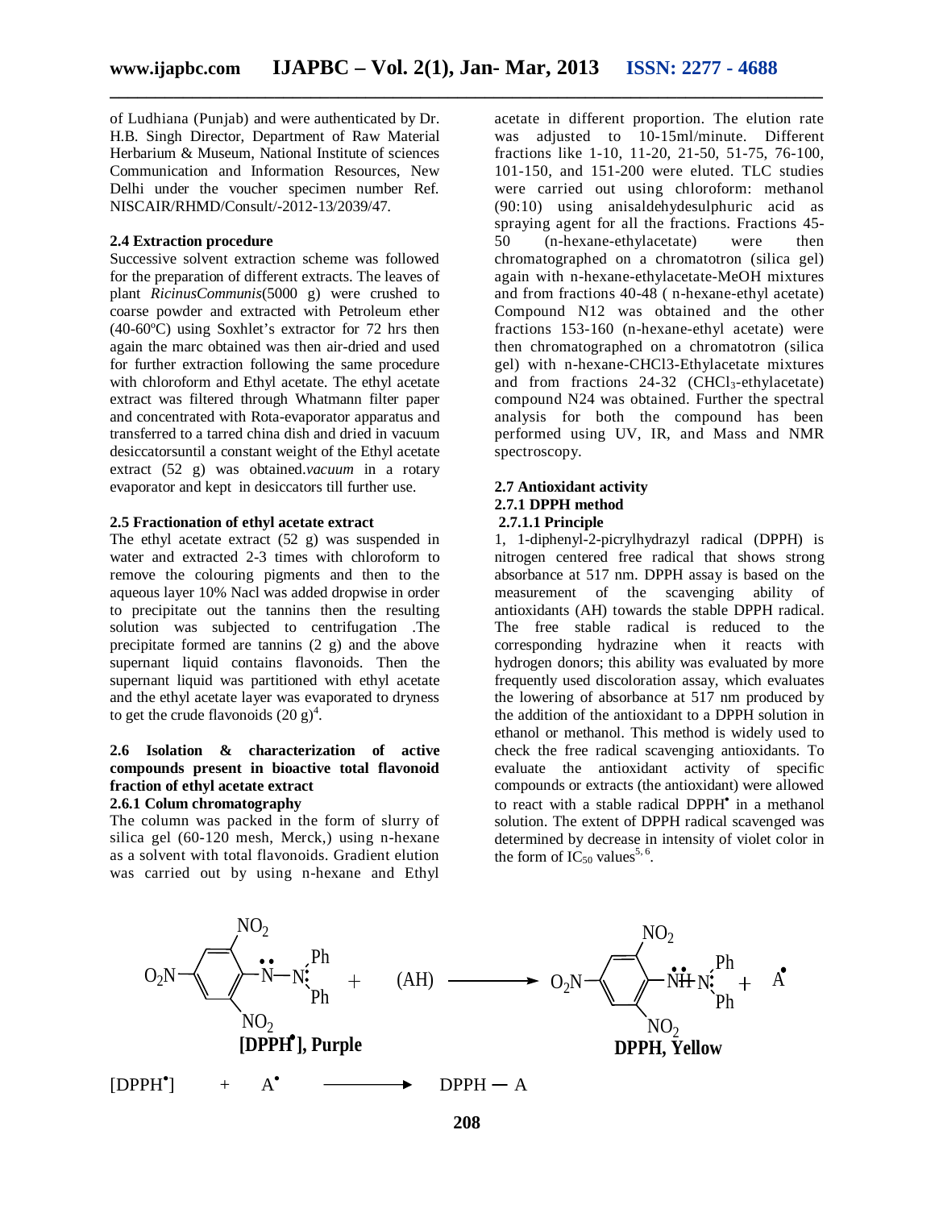of Ludhiana (Punjab) and were authenticated by Dr. H.B. Singh Director, Department of Raw Material Herbarium & Museum, National Institute of sciences Communication and Information Resources, New Delhi under the voucher specimen number Ref. NISCAIR/RHMD/Consult/-2012-13/2039/47.

### 2.4 Extraction procedure

Successive solvent extraction scheme was followed for the preparation of different extracts. The leaves of plant *RicinusCommunis*(5000 g) were crushed to coarse powder and extracted with Petroleum ether (40-60ºC) using Soxhlet's extractor for 72 hrs then again the marc obtained was then air-dried and used for further extraction following the same procedure with chloroform and Ethyl acetate. The ethyl acetate extract was filtered through Whatmann filter paper and concentrated with Rota-evaporator apparatus and transferred to a tarred china dish and dried in vacuum desiccatorsuntil a constant weight of the Ethyl acetate extract (52 g) was obtained.*vacuum* in a rotary evaporator and kept in desiccators till further use.

### 2.5 Fractionation of ethyl acetate extract

The ethyl acetate extract (52 g) was suspended in water and extracted 2-3 times with chloroform to remove the colouring pigments and then to the aqueous layer 10% Nacl was added dropwise in order to precipitate out the tannins then the resulting solution was subjected to centrifugation .The precipitate formed are tannins (2 g) and the above supernant liquid contains flavonoids. Then the supernant liquid was partitioned with ethyl acetate and the ethyl acetate layer was evaporated to dryness to get the crude flavonoids (20 g)[4].

### 2.6 Isolation & characterization of active compounds present in bioactive total flavonoid fraction of ethyl acetate extract

#### 2.6.1 Colum chromatography

The column was packed in the form of slurry of silica gel (60-120 mesh, Merck,) using n-hexane as a solvent with total flavonoids. Gradient elution was carried out by using n-hexane and Ethyl acetate in different proportion. The elution rate was adjusted to 10-15ml/minute. Different fractions like 1-10, 11-20, 21-50, 51-75, 76-100, 101-150, and 151-200 were eluted. TLC studies were carried out using chloroform: methanol (90:10) using anisaldehydesulphuric acid as spraying agent for all the fractions. Fractions 45-50 (n-hexane-ethylacetate) were then chromatographed on a chromatotron (silica gel) again with n-hexane-ethylacetate-MeOH mixtures and from fractions 40-48 ( n-hexane-ethyl acetate) Compound N12 was obtained and the other fractions 153-160 (n-hexane-ethyl acetate) were then chromatographed on a chromatotron (silica gel) with n-hexane-CHCl3-Ethylacetate mixtures and from fractions 24-32 ($CHCl_3$-ethylacetate) compound N24 was obtained. Further the spectral analysis for both the compound has been performed using UV, IR, and Mass and NMR spectroscopy.

### 2.7 Antioxidant activity

#### 2.7.1 DPPH method

##### 2.7.1.1 Principle

1, 1-diphenyl-2-picrylhydrazyl radical (DPPH) is nitrogen centered free radical that shows strong absorbance at 517 nm. DPPH assay is based on the measurement of the scavenging ability of antioxidants (AH) towards the stable DPPH radical. The free stable radical is reduced to the corresponding hydrazine when it reacts with hydrogen donors; this ability was evaluated by more frequently used discoloration assay, which evaluates the lowering of absorbance at 517 nm produced by the addition of the antioxidant to a DPPH solution in ethanol or methanol. This method is widely used to check the free radical scavenging antioxidants. To evaluate the antioxidant activity of specific compounds or extracts (the antioxidant) were allowed to react with a stable radical DPPH$^\bullet$ in a methanol solution. The extent of DPPH radical scavenged was determined by decrease in intensity of violet color in the form of $IC_{50}$ values[5, 6].

$$[DPPH^\bullet] \text{ (Purple)} + (AH) \longrightarrow \text{DPPH (Yellow)} + A^\bullet$$

$$[DPPH^\bullet] + A^\bullet \longrightarrow DPPH-A$$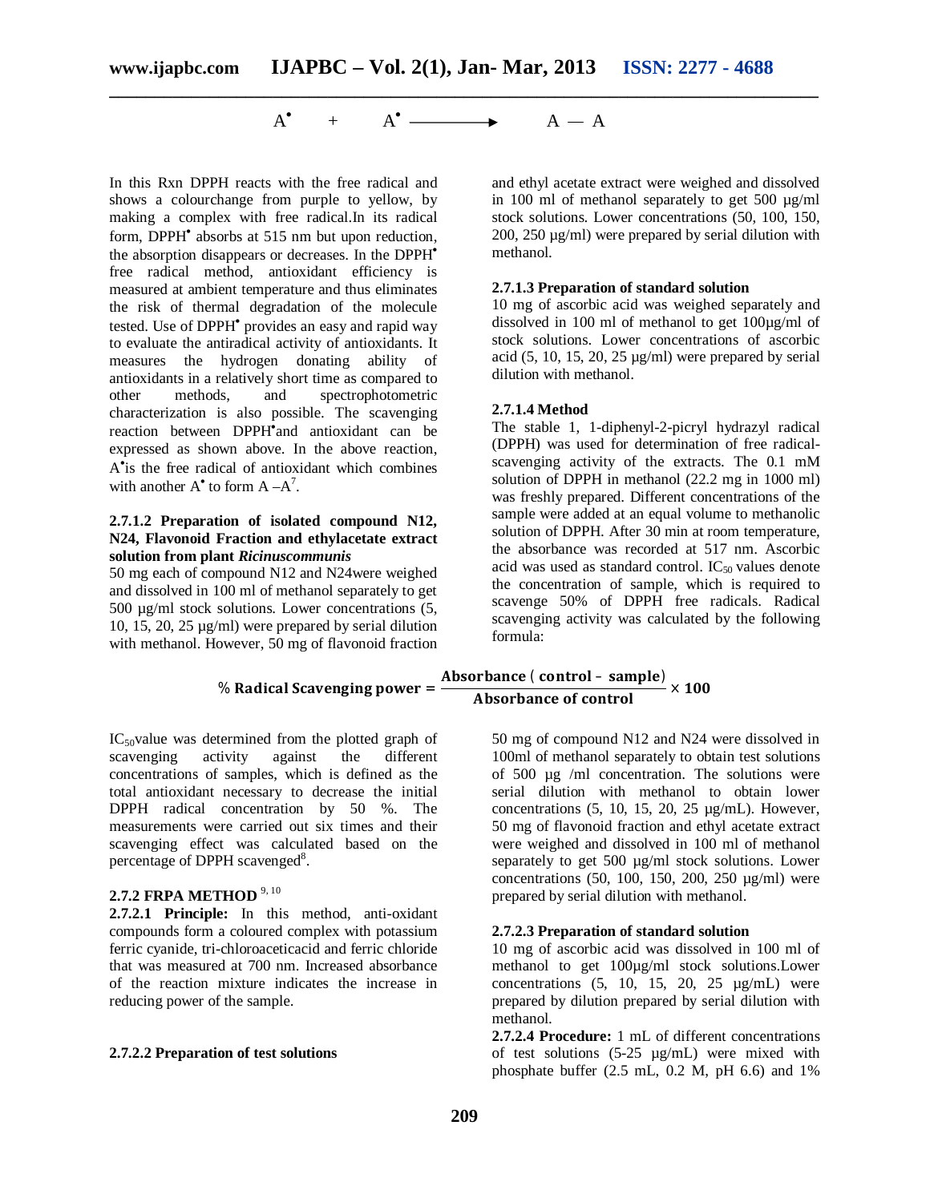$$A^{\bullet} + A^{\bullet} \longrightarrow A-A$$

In this Rxn DPPH reacts with the free radical and shows a colourchange from purple to yellow, by making a complex with free radical.In its radical form, $DPPH^{\bullet}$ absorbs at 515 nm but upon reduction, the absorption disappears or decreases. In the $DPPH^{\bullet}$ free radical method, antioxidant efficiency is measured at ambient temperature and thus eliminates the risk of thermal degradation of the molecule tested. Use of $DPPH^{\bullet}$ provides an easy and rapid way to evaluate the antiradical activity of antioxidants. It measures the hydrogen donating ability of antioxidants in a relatively short time as compared to other methods, and spectrophotometric characterization is also possible. The scavenging reaction between $DPPH^{\bullet}$and antioxidant can be expressed as shown above. In the above reaction, $A^{\bullet}$is the free radical of antioxidant which combines with another $A^{\bullet}$ to form A –A[7].

#### 2.7.1.2 Preparation of isolated compound N12, N24, Flavonoid Fraction and ethylacetate extract solution from plant *Ricinuscommunis*

50 mg each of compound N12 and N24were weighed and dissolved in 100 ml of methanol separately to get 500 µg/ml stock solutions. Lower concentrations (5, 10, 15, 20, 25 µg/ml) were prepared by serial dilution with methanol. However, 50 mg of flavonoid fraction and ethyl acetate extract were weighed and dissolved in 100 ml of methanol separately to get 500 µg/ml stock solutions. Lower concentrations (50, 100, 150, 200, 250 µg/ml) were prepared by serial dilution with methanol.

#### 2.7.1.3 Preparation of standard solution

10 mg of ascorbic acid was weighed separately and dissolved in 100 ml of methanol to get 100µg/ml of stock solutions. Lower concentrations of ascorbic acid (5, 10, 15, 20, 25 µg/ml) were prepared by serial dilution with methanol.

#### 2.7.1.4 Method

The stable 1, 1-diphenyl-2-picryl hydrazyl radical (DPPH) was used for determination of free radical-scavenging activity of the extracts. The 0.1 mM solution of DPPH in methanol (22.2 mg in 1000 ml) was freshly prepared. Different concentrations of the sample were added at an equal volume to methanolic solution of DPPH. After 30 min at room temperature, the absorbance was recorded at 517 nm. Ascorbic acid was used as standard control. $IC_{50}$ values denote the concentration of sample, which is required to scavenge 50% of DPPH free radicals. Radical scavenging activity was calculated by the following formula:

$$\%\ \textbf{Radical Scavenging power} = \frac{\textbf{Absorbance (control - sample)}}{\textbf{Absorbance of control}} \times \textbf{100}$$

$IC_{50}$value was determined from the plotted graph of scavenging activity against the different concentrations of samples, which is defined as the total antioxidant necessary to decrease the initial DPPH radical concentration by 50 %. The measurements were carried out six times and their scavenging effect was calculated based on the percentage of DPPH scavenged[8].

### 2.7.2 FRPA METHOD [9, 10]

**2.7.2.1 Principle:** In this method, anti-oxidant compounds form a coloured complex with potassium ferric cyanide, tri-chloroaceticacid and ferric chloride that was measured at 700 nm. Increased absorbance of the reaction mixture indicates the increase in reducing power of the sample.

#### 2.7.2.2 Preparation of test solutions

50 mg of compound N12 and N24 were dissolved in 100ml of methanol separately to obtain test solutions of 500 µg /ml concentration. The solutions were serial dilution with methanol to obtain lower concentrations (5, 10, 15, 20, 25 µg/mL). However, 50 mg of flavonoid fraction and ethyl acetate extract were weighed and dissolved in 100 ml of methanol separately to get 500 µg/ml stock solutions. Lower concentrations (50, 100, 150, 200, 250 µg/ml) were prepared by serial dilution with methanol.

#### 2.7.2.3 Preparation of standard solution

10 mg of ascorbic acid was dissolved in 100 ml of methanol to get 100µg/ml stock solutions.Lower concentrations (5, 10, 15, 20, 25 µg/mL) were prepared by dilution prepared by serial dilution with methanol.

**2.7.2.4 Procedure:** 1 mL of different concentrations of test solutions (5-25 µg/mL) were mixed with phosphate buffer (2.5 mL, 0.2 M, pH 6.6) and 1%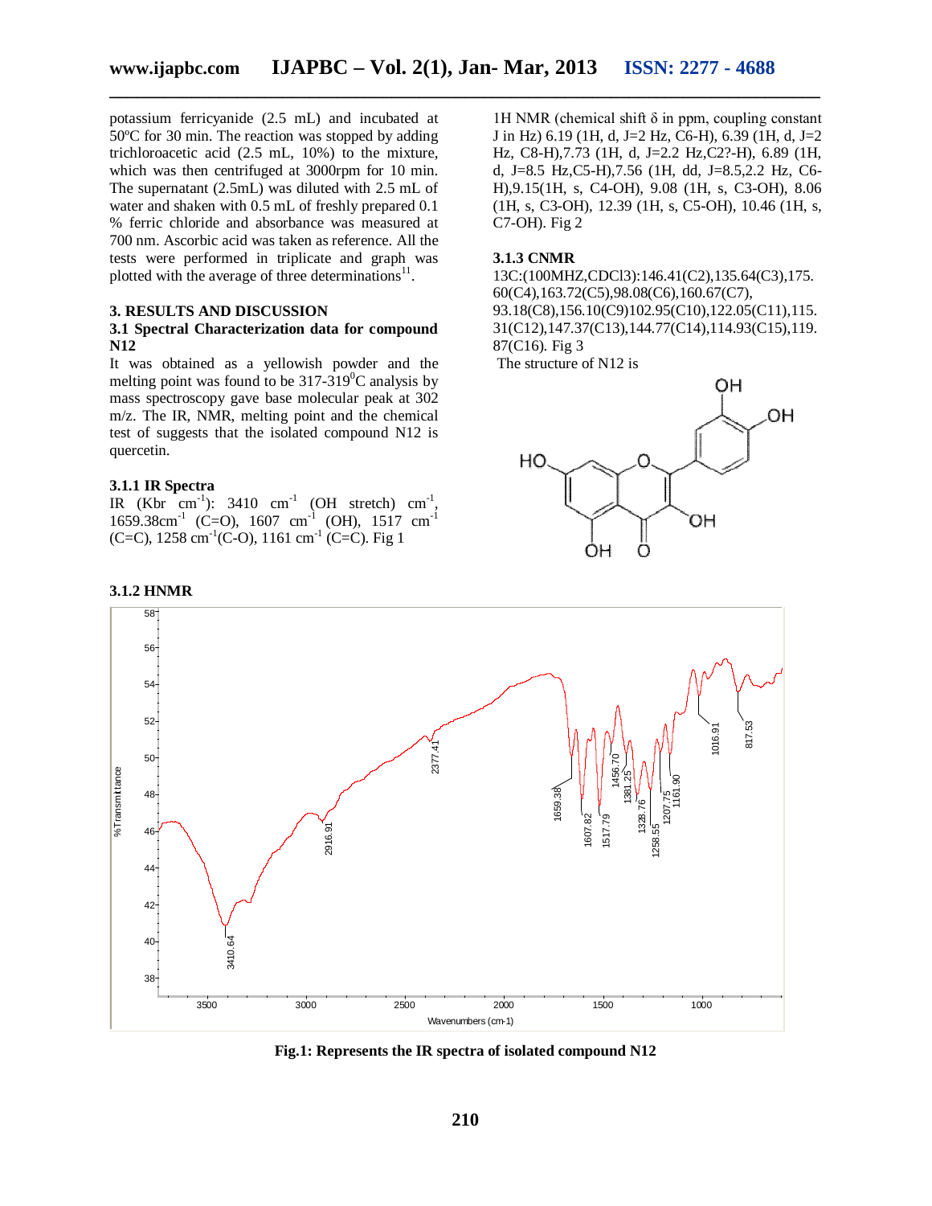potassium ferricyanide (2.5 mL) and incubated at 50ºC for 30 min. The reaction was stopped by adding trichloroacetic acid (2.5 mL, 10%) to the mixture, which was then centrifuged at 3000rpm for 10 min. The supernatant (2.5mL) was diluted with 2.5 mL of water and shaken with 0.5 mL of freshly prepared 0.1 % ferric chloride and absorbance was measured at 700 nm. Ascorbic acid was taken as reference. All the tests were performed in triplicate and graph was plotted with the average of three determinations[11].

## 3. RESULTS AND DISCUSSION

### 3.1 Spectral Characterization data for compound N12

It was obtained as a yellowish powder and the melting point was found to be 317-319$^0$C analysis by mass spectroscopy gave base molecular peak at 302 m/z. The IR, NMR, melting point and the chemical test of suggests that the isolated compound N12 is quercetin.

### 3.1.1 IR Spectra

IR (Kbr cm$^{-1}$): 3410 cm$^{-1}$ (OH stretch) cm$^{-1}$, 1659.38cm$^{-1}$ (C=O), 1607 cm$^{-1}$ (OH), 1517 cm$^{-1}$ (C=C), 1258 cm$^{-1}$(C-O), 1161 cm$^{-1}$ (C=C). Fig 1

### 3.1.2 HNMR

1H NMR (chemical shift δ in ppm, coupling constant J in Hz) 6.19 (1H, d, J=2 Hz, C6-H), 6.39 (1H, d, J=2 Hz, C8-H),7.73 (1H, d, J=2.2 Hz,C2?-H), 6.89 (1H, d, J=8.5 Hz,C5-H),7.56 (1H, dd, J=8.5,2.2 Hz, C6-H),9.15(1H, s, C4-OH), 9.08 (1H, s, C3-OH), 8.06 (1H, s, C3-OH), 12.39 (1H, s, C5-OH), 10.46 (1H, s, C7-OH). Fig 2

### 3.1.3 CNMR

13C:(100MHZ,CDCl3):146.41(C2),135.64(C3),175.60(C4),163.72(C5),98.08(C6),160.67(C7), 93.18(C8),156.10(C9)102.95(C10),122.05(C11),115.31(C12),147.37(C13),144.77(C14),114.93(C15),119.87(C16). Fig 3

The structure of N12 is

Fig.1: Represents the IR spectra of isolated compound N12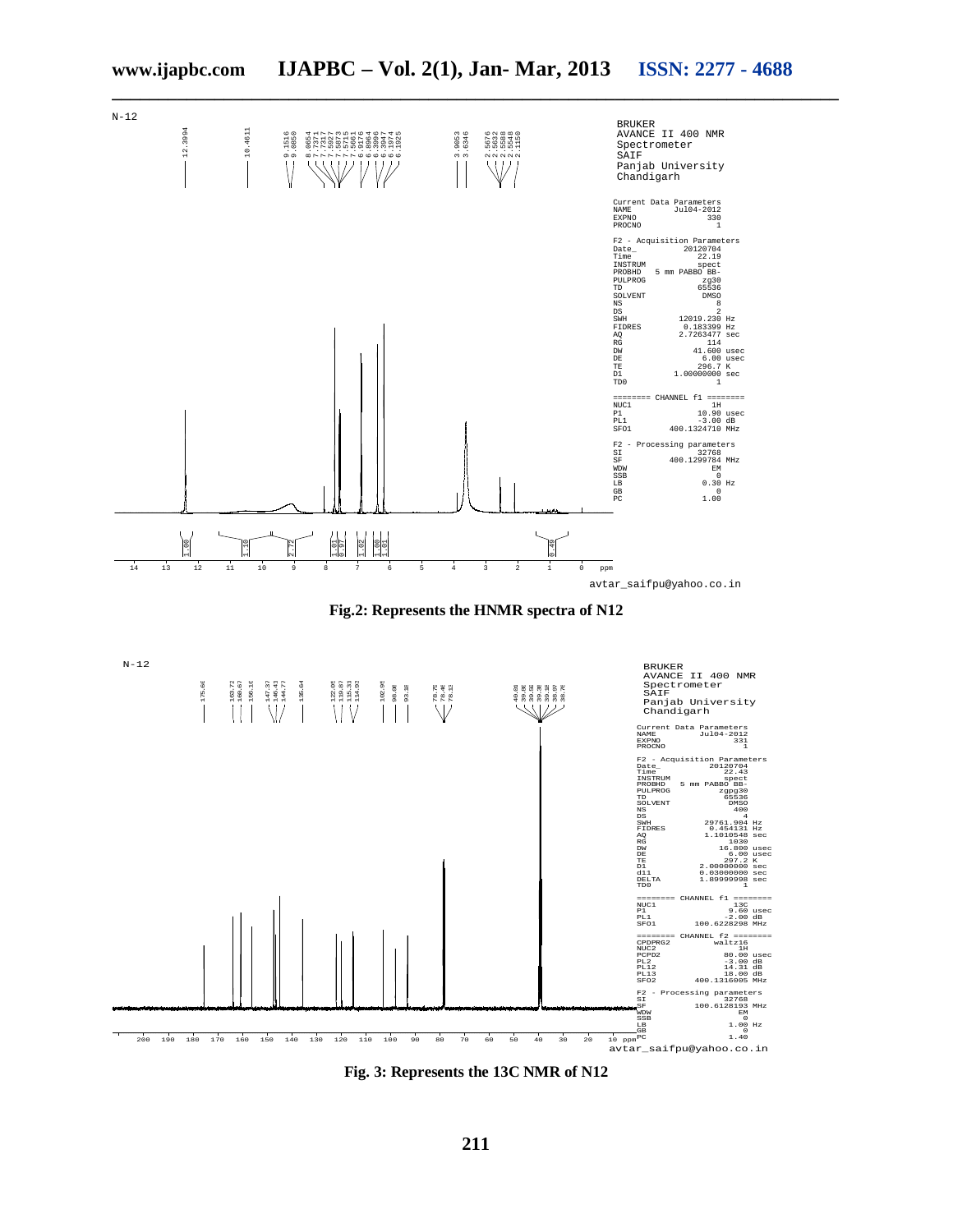Fig.2: Represents the HNMR spectra of N12

Fig. 3: Represents the 13C NMR of N12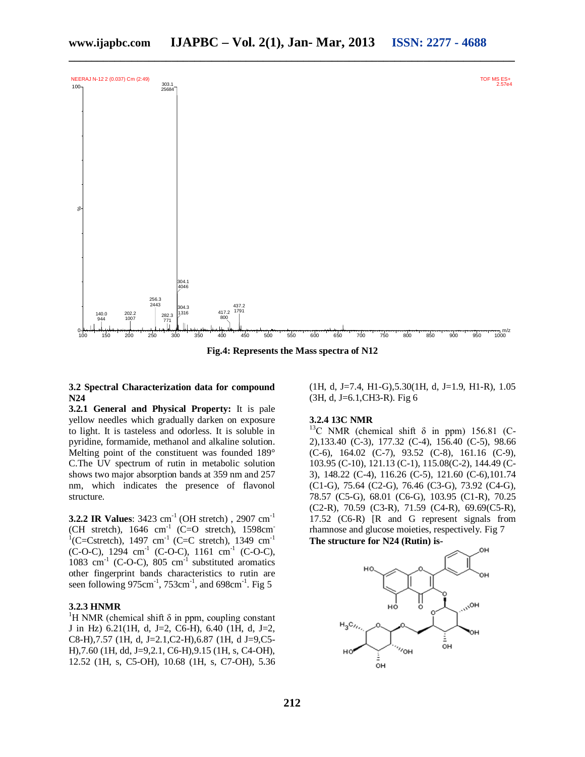Fig.4: Represents the Mass spectra of N12

### 3.2 Spectral Characterization data for compound N24

**3.2.1 General and Physical Property:** It is pale yellow needles which gradually darken on exposure to light. It is tasteless and odorless. It is soluble in pyridine, formamide, methanol and alkaline solution. Melting point of the constituent was founded 189° C.The UV spectrum of rutin in metabolic solution shows two major absorption bands at 359 nm and 257 nm, which indicates the presence of flavonol structure.

**3.2.2 IR Values**: 3423 $cm^{-1}$ (OH stretch) , 2907 $cm^{-1}$ (CH stretch), 1646 $cm^{-1}$ (C=O stretch), 1598$cm^{-1}$(C=Cstretch), 1497 $cm^{-1}$ (C=C stretch), 1349 $cm^{-1}$ (C-O-C), 1294 $cm^{-1}$ (C-O-C), 1161 $cm^{-1}$ (C-O-C), 1083 $cm^{-1}$ (C-O-C), 805 $cm^{-1}$ substituted aromatics other fingerprint bands characteristics to rutin are seen following 975$cm^{-1}$, 753$cm^{-1}$, and 698$cm^{-1}$. Fig 5

#### 3.2.3 HNMR

$^{1}$H NMR (chemical shift δ in ppm, coupling constant J in Hz) 6.21(1H, d, J=2, C6-H), 6.40 (1H, d, J=2, C8-H),7.57 (1H, d, J=2.1,C2-H),6.87 (1H, d J=9,C5-H),7.60 (1H, dd, J=9,2.1, C6-H),9.15 (1H, s, C4-OH), 12.52 (1H, s, C5-OH), 10.68 (1H, s, C7-OH), 5.36 (1H, d, J=7.4, H1-G),5.30(1H, d, J=1.9, H1-R), 1.05 (3H, d, J=6.1,CH3-R). Fig 6

#### 3.2.4 13C NMR

$^{13}$C NMR (chemical shift δ in ppm) 156.81 (C-2),133.40 (C-3), 177.32 (C-4), 156.40 (C-5), 98.66 (C-6), 164.02 (C-7), 93.52 (C-8), 161.16 (C-9), 103.95 (C-10), 121.13 (C-1), 115.08(C-2), 144.49 (C-3), 148.22 (C-4), 116.26 (C-5), 121.60 (C-6),101.74 (C1-G), 75.64 (C2-G), 76.46 (C3-G), 73.92 (C4-G), 78.57 (C5-G), 68.01 (C6-G), 103.95 (C1-R), 70.25 (C2-R), 70.59 (C3-R), 71.59 (C4-R), 69.69(C5-R), 17.52 (C6-R) [R and G represent signals from rhamnose and glucose moieties, respectively. Fig 7

**The structure for N24 (Rutin) is-**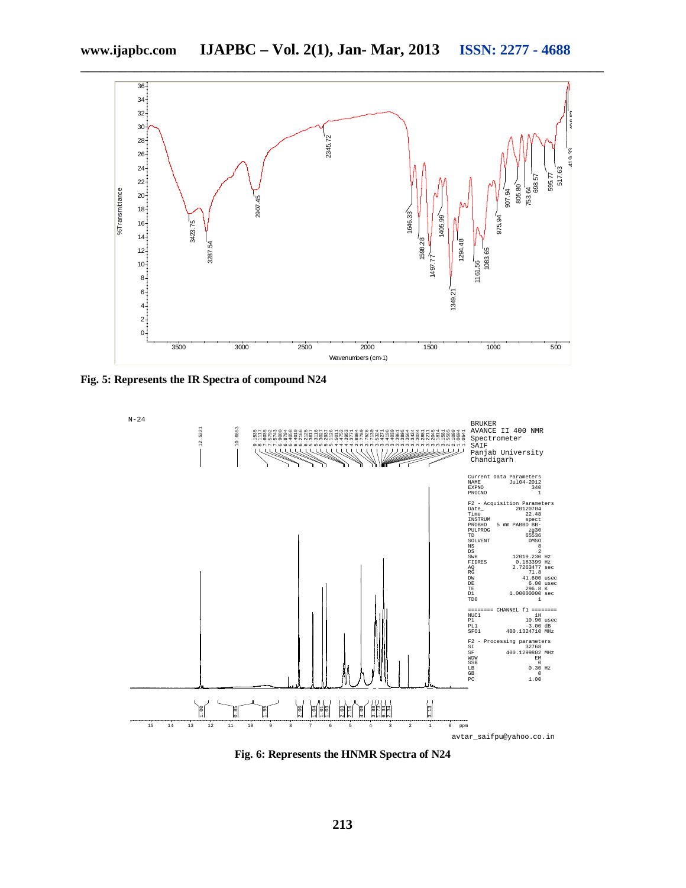Fig. 5: Represents the IR Spectra of compound N24

Fig. 6: Represents the HNMR Spectra of N24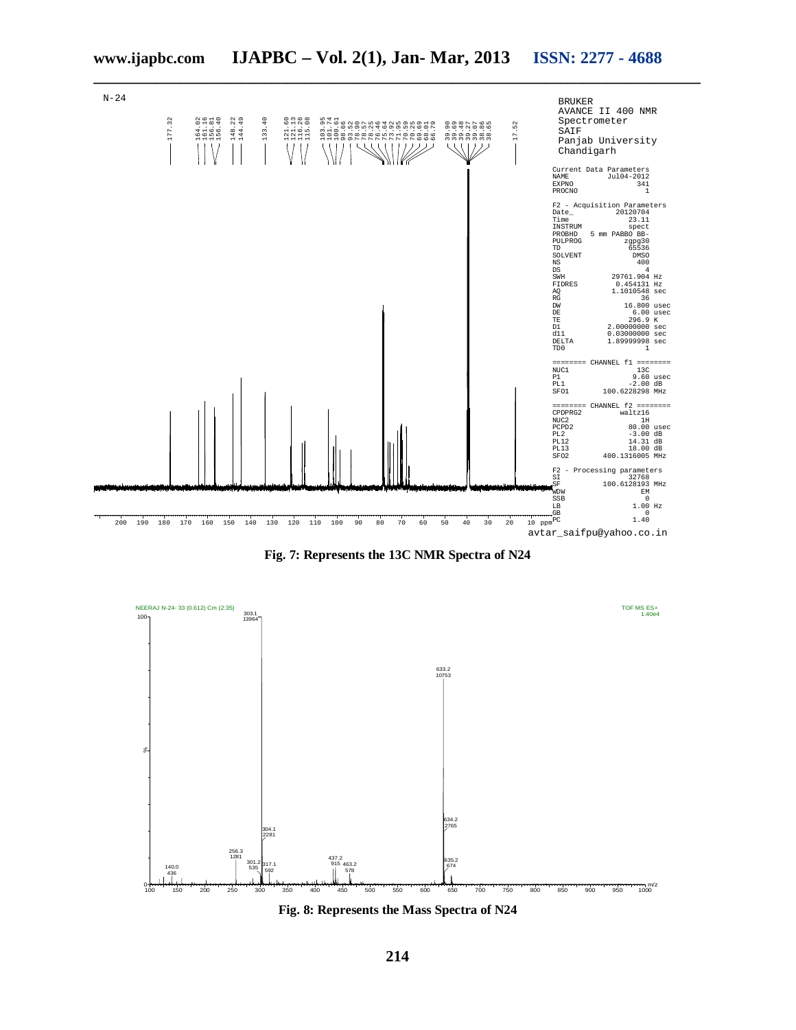Fig. 7: Represents the 13C NMR Spectra of N24

Fig. 8: Represents the Mass Spectra of N24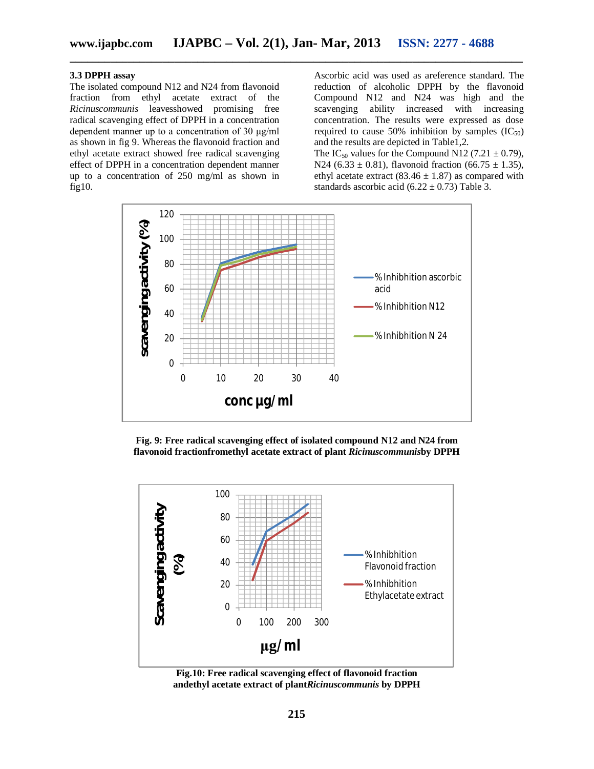### 3.3 DPPH assay

The isolated compound N12 and N24 from flavonoid fraction from ethyl acetate extract of the *Ricinuscommunis* leavesshowed promising free radical scavenging effect of DPPH in a concentration dependent manner up to a concentration of 30 µg/ml as shown in fig 9. Whereas the flavonoid fraction and ethyl acetate extract showed free radical scavenging effect of DPPH in a concentration dependent manner up to a concentration of 250 mg/ml as shown in fig10.

Ascorbic acid was used as areference standard. The reduction of alcoholic DPPH by the flavonoid Compound N12 and N24 was high and the scavenging ability increased with increasing concentration. The results were expressed as dose required to cause 50% inhibition by samples ($IC_{50}$) and the results are depicted in Table1,2.

The $IC_{50}$ values for the Compound N12 ($7.21 \pm 0.79$), N24 ($6.33 \pm 0.81$), flavonoid fraction ($66.75 \pm 1.35$), ethyl acetate extract ($83.46 \pm 1.87$) as compared with standards ascorbic acid ($6.22 \pm 0.73$) Table 3.

**Fig. 9: Free radical scavenging effect of isolated compound N12 and N24 from flavonoid fractionfromethyl acetate extract of plant *Ricinuscommunis*by DPPH**

**Fig.10: Free radical scavenging effect of flavonoid fraction andethyl acetate extract of plant*Ricinuscommunis* by DPPH**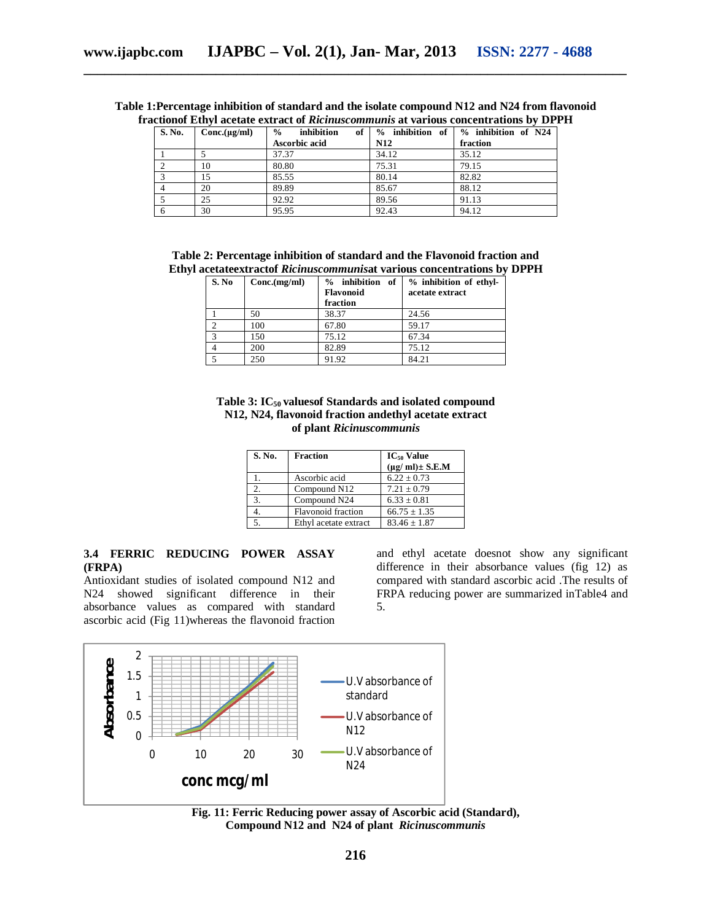**Table 1:Percentage inhibition of standard and the isolate compound N12 and N24 from flavonoid fractionof Ethyl acetate extract of *Ricinuscommunis* at various concentrations by DPPH**

| S. No. | Conc.(μg/ml) | % inhibition of Ascorbic acid | % inhibition of N12 | % inhibition of N24 fraction |
|---|---|---|---|---|
| 1 | 5 | 37.37 | 34.12 | 35.12 |
| 2 | 10 | 80.80 | 75.31 | 79.15 |
| 3 | 15 | 85.55 | 80.14 | 82.82 |
| 4 | 20 | 89.89 | 85.67 | 88.12 |
| 5 | 25 | 92.92 | 89.56 | 91.13 |
| 6 | 30 | 95.95 | 92.43 | 94.12 |

**Table 2: Percentage inhibition of standard and the Flavonoid fraction and Ethyl acetateextractof *Ricinuscommunis*at various concentrations by DPPH**

| S. No | Conc.(mg/ml) | % inhibition of Flavonoid fraction | % inhibition of ethyl-acetate extract |
|---|---|---|---|
| 1 | 50 | 38.37 | 24.56 |
| 2 | 100 | 67.80 | 59.17 |
| 3 | 150 | 75.12 | 67.34 |
| 4 | 200 | 82.89 | 75.12 |
| 5 | 250 | 91.92 | 84.21 |

**Table 3: $IC_{50}$ valuesof Standards and isolated compound N12, N24, flavonoid fraction andethyl acetate extract of plant *Ricinuscommunis***

| S. No. | Fraction | $IC_{50}$ Value (μg/ ml)± S.E.M |
|---|---|---|
| 1. | Ascorbic acid | 6.22 ± 0.73 |
| 2. | Compound N12 | 7.21 ± 0.79 |
| 3. | Compound N24 | 6.33 ± 0.81 |
| 4. | Flavonoid fraction | 66.75 ± 1.35 |
| 5. | Ethyl acetate extract | 83.46 ± 1.87 |

### 3.4 FERRIC REDUCING POWER ASSAY (FRPA)

Antioxidant studies of isolated compound N12 and N24 showed significant difference in their absorbance values as compared with standard ascorbic acid (Fig 11)whereas the flavonoid fraction and ethyl acetate doesnot show any significant difference in their absorbance values (fig 12) as compared with standard ascorbic acid .The results of FRPA reducing power are summarized inTable4 and 5.

**Fig. 11: Ferric Reducing power assay of Ascorbic acid (Standard), Compound N12 and N24 of plant *Ricinuscommunis***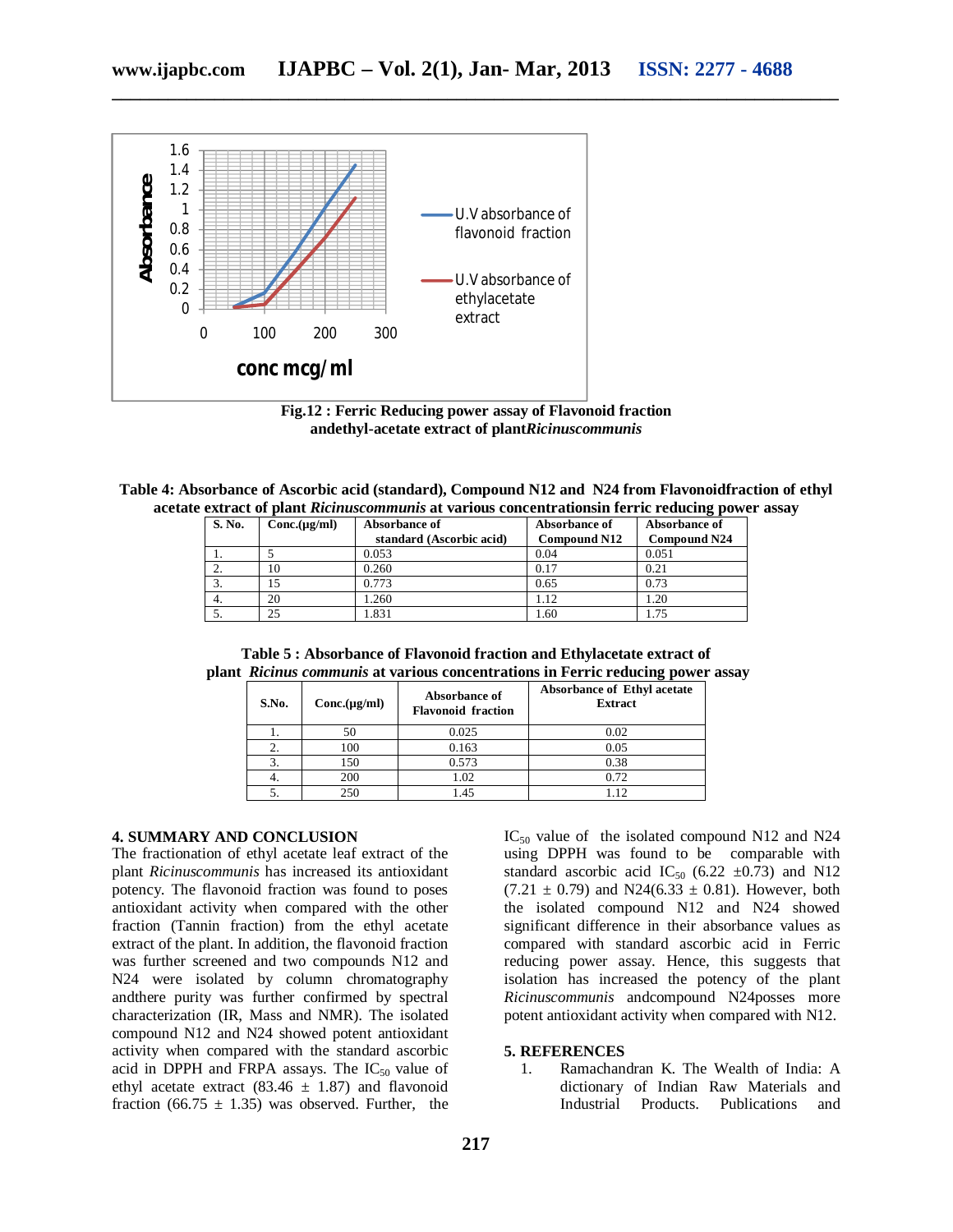Fig.12 : Ferric Reducing power assay of Flavonoid fraction andethyl-acetate extract of plant*Ricinuscommunis*

**Table 4: Absorbance of Ascorbic acid (standard), Compound N12 and N24 from Flavonoidfraction of ethyl acetate extract of plant *Ricinuscommunis* at various concentrationsin ferric reducing power assay**

| S. No. | Conc.(μg/ml) | Absorbance of standard (Ascorbic acid) | Absorbance of Compound N12 | Absorbance of Compound N24 |
|---|---|---|---|---|
| 1. | 5 | 0.053 | 0.04 | 0.051 |
| 2. | 10 | 0.260 | 0.17 | 0.21 |
| 3. | 15 | 0.773 | 0.65 | 0.73 |
| 4. | 20 | 1.260 | 1.12 | 1.20 |
| 5. | 25 | 1.831 | 1.60 | 1.75 |

**Table 5 : Absorbance of Flavonoid fraction and Ethylacetate extract of plant *Ricinus communis* at various concentrations in Ferric reducing power assay**

| S.No. | Conc.(μg/ml) | Absorbance of Flavonoid fraction | Absorbance of Ethyl acetate Extract |
|---|---|---|---|
| 1. | 50 | 0.025 | 0.02 |
| 2. | 100 | 0.163 | 0.05 |
| 3. | 150 | 0.573 | 0.38 |
| 4. | 200 | 1.02 | 0.72 |
| 5. | 250 | 1.45 | 1.12 |

## 4. SUMMARY AND CONCLUSION

The fractionation of ethyl acetate leaf extract of the plant *Ricinuscommunis* has increased its antioxidant potency. The flavonoid fraction was found to poses antioxidant activity when compared with the other fraction (Tannin fraction) from the ethyl acetate extract of the plant. In addition, the flavonoid fraction was further screened and two compounds N12 and N24 were isolated by column chromatography andthere purity was further confirmed by spectral characterization (IR, Mass and NMR). The isolated compound N12 and N24 showed potent antioxidant activity when compared with the standard ascorbic acid in DPPH and FRPA assays. The $IC_{50}$ value of ethyl acetate extract (83.46 ± 1.87) and flavonoid fraction (66.75 ± 1.35) was observed. Further, the $IC_{50}$ value of the isolated compound N12 and N24 using DPPH was found to be comparable with standard ascorbic acid $IC_{50}$ (6.22 ±0.73) and N12 (7.21 ± 0.79) and N24(6.33 ± 0.81). However, both the isolated compound N12 and N24 showed significant difference in their absorbance values as compared with standard ascorbic acid in Ferric reducing power assay. Hence, this suggests that isolation has increased the potency of the plant *Ricinuscommunis* andcompound N24posses more potent antioxidant activity when compared with N12.

## 5. REFERENCES

1. Ramachandran K. The Wealth of India: A dictionary of Indian Raw Materials and Industrial Products. Publications and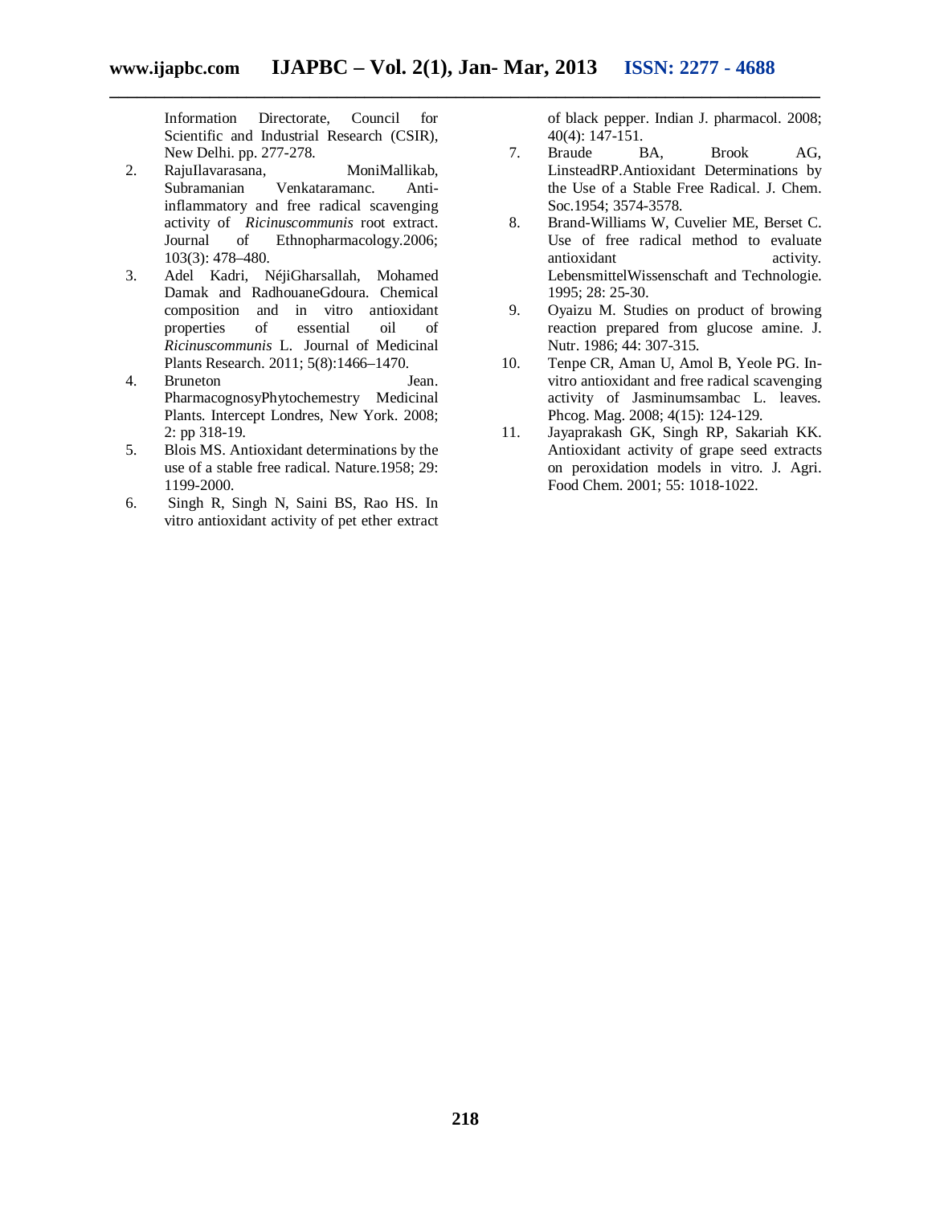Information Directorate, Council for Scientific and Industrial Research (CSIR), New Delhi. pp. 277-278.

2. RajuIlavarasana, MoniMallikab, Subramanian Venkataramanc. Anti-inflammatory and free radical scavenging activity of *Ricinuscommunis* root extract. Journal of Ethnopharmacology.2006; 103(3): 478–480.
3. Adel Kadri, NéjiGharsallah, Mohamed Damak and RadhouaneGdoura. Chemical composition and in vitro antioxidant properties of essential oil of *Ricinuscommunis* L. Journal of Medicinal Plants Research. 2011; 5(8):1466–1470.
4. Bruneton Jean. PharmacognosyPhytochemestry Medicinal Plants. Intercept Londres, New York. 2008; 2: pp 318-19.
5. Blois MS. Antioxidant determinations by the use of a stable free radical. Nature.1958; 29: 1199-2000.
6. Singh R, Singh N, Saini BS, Rao HS. In vitro antioxidant activity of pet ether extract of black pepper. Indian J. pharmacol. 2008; 40(4): 147-151.
7. Braude BA, Brook AG, LinsteadRP.Antioxidant Determinations by the Use of a Stable Free Radical. J. Chem. Soc.1954; 3574-3578.
8. Brand-Williams W, Cuvelier ME, Berset C. Use of free radical method to evaluate antioxidant activity. LebensmittelWissenschaft and Technologie. 1995; 28: 25-30.
9. Oyaizu M. Studies on product of browing reaction prepared from glucose amine. J. Nutr. 1986; 44: 307-315.
10. Tenpe CR, Aman U, Amol B, Yeole PG. In-vitro antioxidant and free radical scavenging activity of Jasminumsambac L. leaves. Phcog. Mag. 2008; 4(15): 124-129.
11. Jayaprakash GK, Singh RP, Sakariah KK. Antioxidant activity of grape seed extracts on peroxidation models in vitro. J. Agri. Food Chem. 2001; 55: 1018-1022.